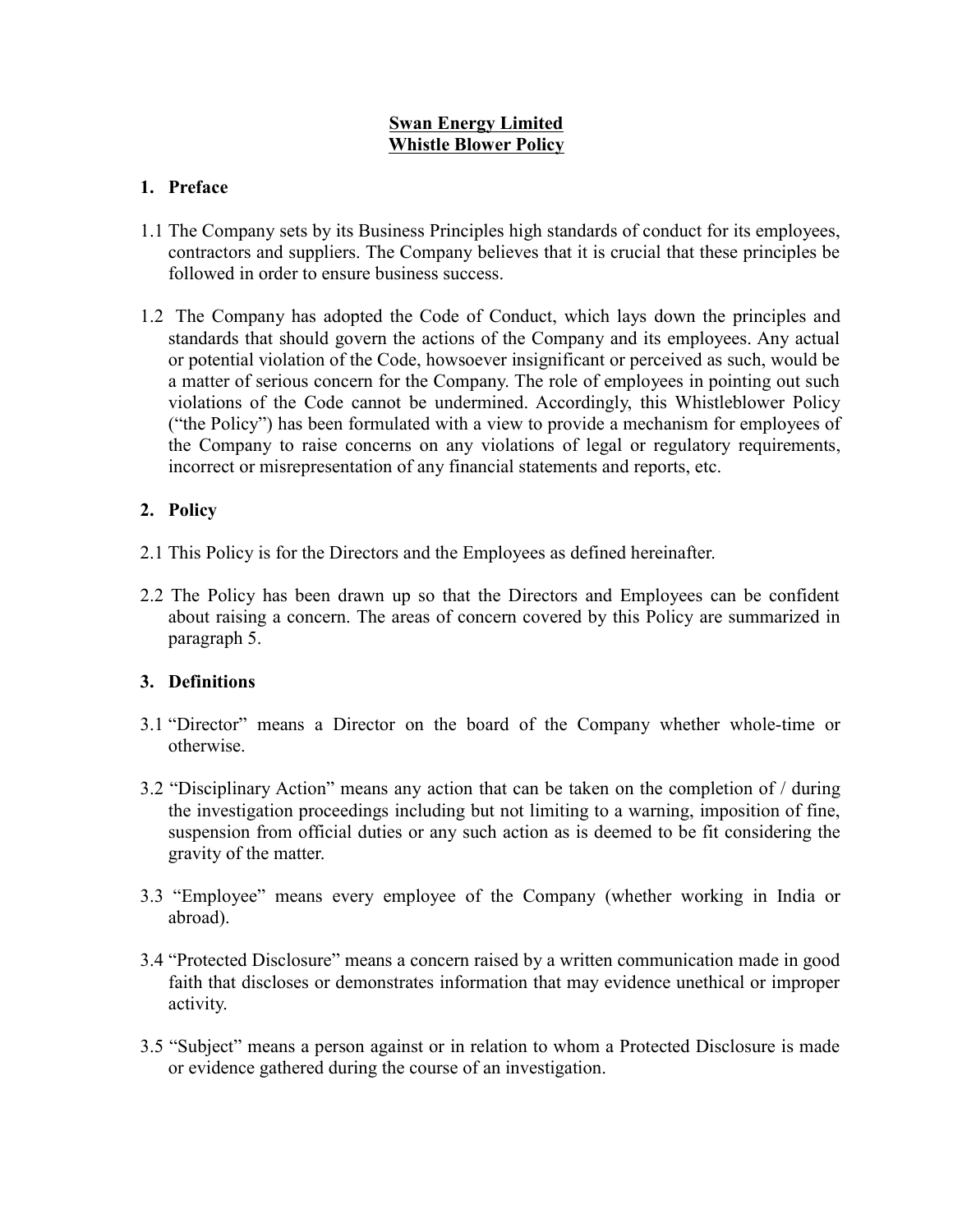# Swan Energy Limited
# Whistle Blower Policy

## 1. Preface

1.1 The Company sets by its Business Principles high standards of conduct for its employees, contractors and suppliers. The Company believes that it is crucial that these principles be followed in order to ensure business success.

1.2 The Company has adopted the Code of Conduct, which lays down the principles and standards that should govern the actions of the Company and its employees. Any actual or potential violation of the Code, howsoever insignificant or perceived as such, would be a matter of serious concern for the Company. The role of employees in pointing out such violations of the Code cannot be undermined. Accordingly, this Whistleblower Policy ("the Policy") has been formulated with a view to provide a mechanism for employees of the Company to raise concerns on any violations of legal or regulatory requirements, incorrect or misrepresentation of any financial statements and reports, etc.

## 2. Policy

2.1 This Policy is for the Directors and the Employees as defined hereinafter.

2.2 The Policy has been drawn up so that the Directors and Employees can be confident about raising a concern. The areas of concern covered by this Policy are summarized in paragraph 5.

## 3. Definitions

3.1 "Director" means a Director on the board of the Company whether whole-time or otherwise.

3.2 "Disciplinary Action" means any action that can be taken on the completion of / during the investigation proceedings including but not limiting to a warning, imposition of fine, suspension from official duties or any such action as is deemed to be fit considering the gravity of the matter.

3.3 "Employee" means every employee of the Company (whether working in India or abroad).

3.4 "Protected Disclosure" means a concern raised by a written communication made in good faith that discloses or demonstrates information that may evidence unethical or improper activity.

3.5 "Subject" means a person against or in relation to whom a Protected Disclosure is made or evidence gathered during the course of an investigation.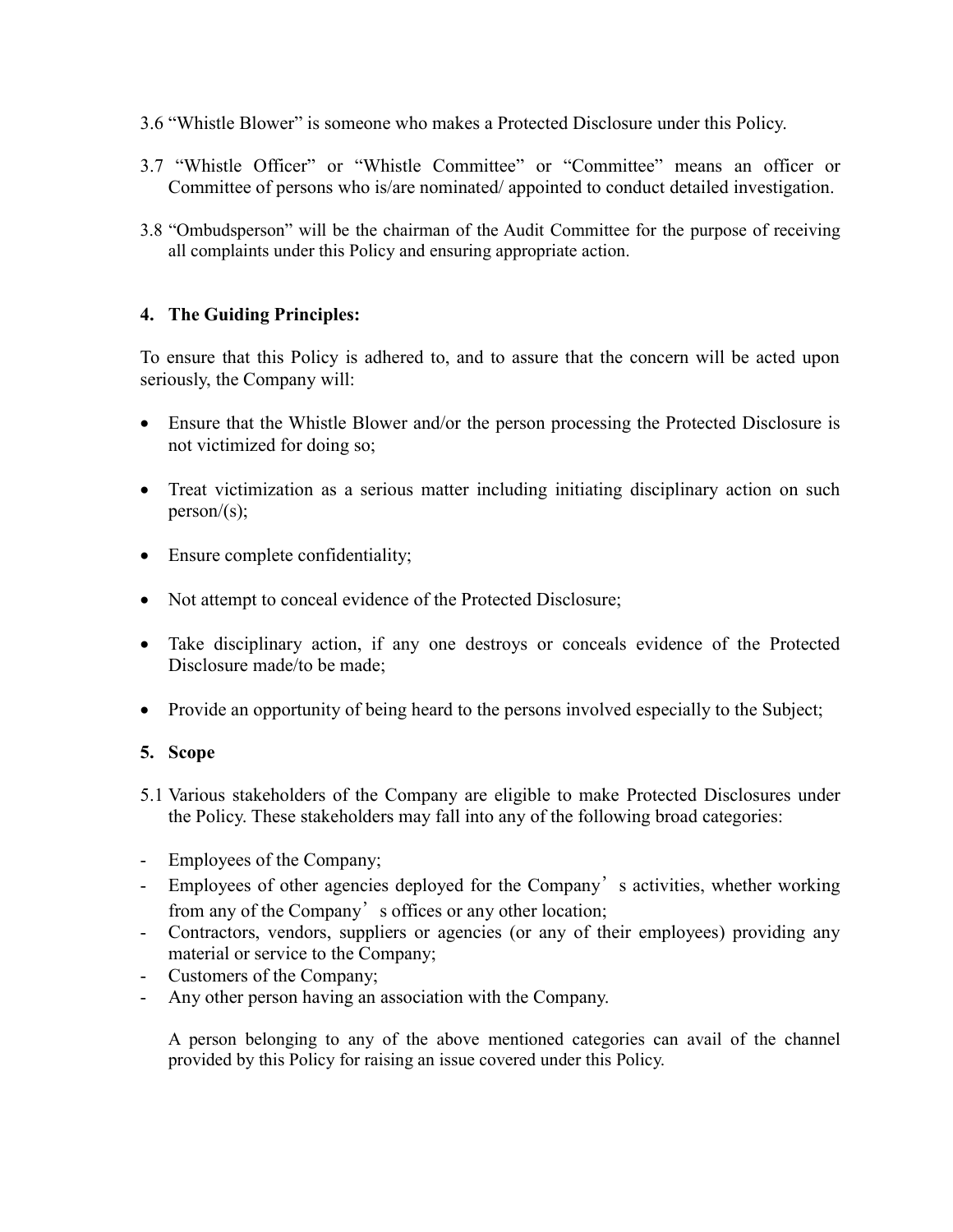3.6 “Whistle Blower” is someone who makes a Protected Disclosure under this Policy.

3.7 “Whistle Officer” or “Whistle Committee” or “Committee” means an officer or Committee of persons who is/are nominated/ appointed to conduct detailed investigation.

3.8 “Ombudsperson” will be the chairman of the Audit Committee for the purpose of receiving all complaints under this Policy and ensuring appropriate action.

## 4. The Guiding Principles:

To ensure that this Policy is adhered to, and to assure that the concern will be acted upon seriously, the Company will:

- Ensure that the Whistle Blower and/or the person processing the Protected Disclosure is not victimized for doing so;
- Treat victimization as a serious matter including initiating disciplinary action on such person/(s);
- Ensure complete confidentiality;
- Not attempt to conceal evidence of the Protected Disclosure;
- Take disciplinary action, if any one destroys or conceals evidence of the Protected Disclosure made/to be made;
- Provide an opportunity of being heard to the persons involved especially to the Subject;

## 5. Scope

5.1 Various stakeholders of the Company are eligible to make Protected Disclosures under the Policy. These stakeholders may fall into any of the following broad categories:

- Employees of the Company;
- Employees of other agencies deployed for the Company’s activities, whether working from any of the Company’s offices or any other location;
- Contractors, vendors, suppliers or agencies (or any of their employees) providing any material or service to the Company;
- Customers of the Company;
- Any other person having an association with the Company.

A person belonging to any of the above mentioned categories can avail of the channel provided by this Policy for raising an issue covered under this Policy.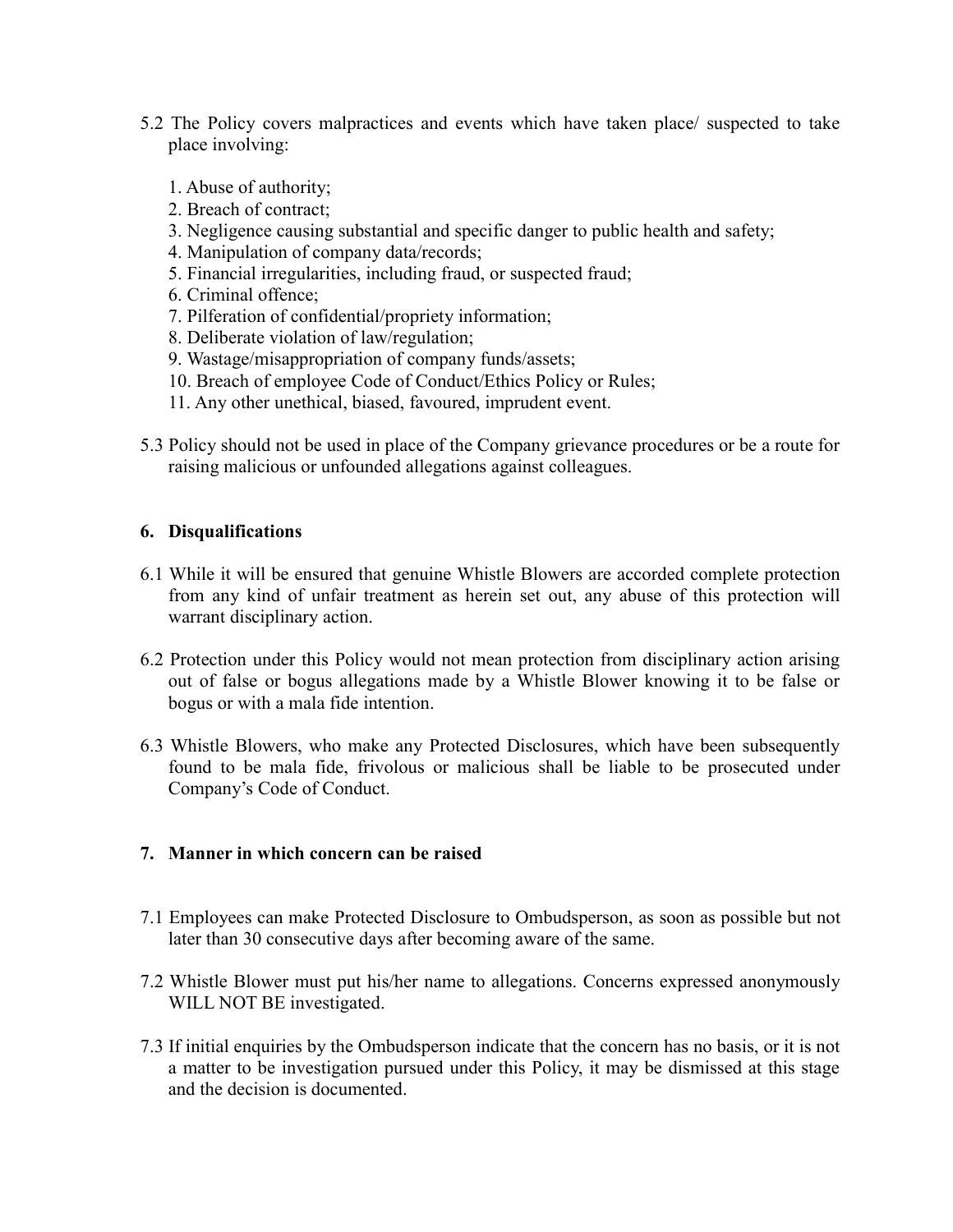5.2 The Policy covers malpractices and events which have taken place/ suspected to take place involving:

1. Abuse of authority;
2. Breach of contract;
3. Negligence causing substantial and specific danger to public health and safety;
4. Manipulation of company data/records;
5. Financial irregularities, including fraud, or suspected fraud;
6. Criminal offence;
7. Pilferation of confidential/propriety information;
8. Deliberate violation of law/regulation;
9. Wastage/misappropriation of company funds/assets;
10. Breach of employee Code of Conduct/Ethics Policy or Rules;
11. Any other unethical, biased, favoured, imprudent event.

5.3 Policy should not be used in place of the Company grievance procedures or be a route for raising malicious or unfounded allegations against colleagues.

## 6. Disqualifications

6.1 While it will be ensured that genuine Whistle Blowers are accorded complete protection from any kind of unfair treatment as herein set out, any abuse of this protection will warrant disciplinary action.

6.2 Protection under this Policy would not mean protection from disciplinary action arising out of false or bogus allegations made by a Whistle Blower knowing it to be false or bogus or with a mala fide intention.

6.3 Whistle Blowers, who make any Protected Disclosures, which have been subsequently found to be mala fide, frivolous or malicious shall be liable to be prosecuted under Company's Code of Conduct.

## 7. Manner in which concern can be raised

7.1 Employees can make Protected Disclosure to Ombudsperson, as soon as possible but not later than 30 consecutive days after becoming aware of the same.

7.2 Whistle Blower must put his/her name to allegations. Concerns expressed anonymously WILL NOT BE investigated.

7.3 If initial enquiries by the Ombudsperson indicate that the concern has no basis, or it is not a matter to be investigation pursued under this Policy, it may be dismissed at this stage and the decision is documented.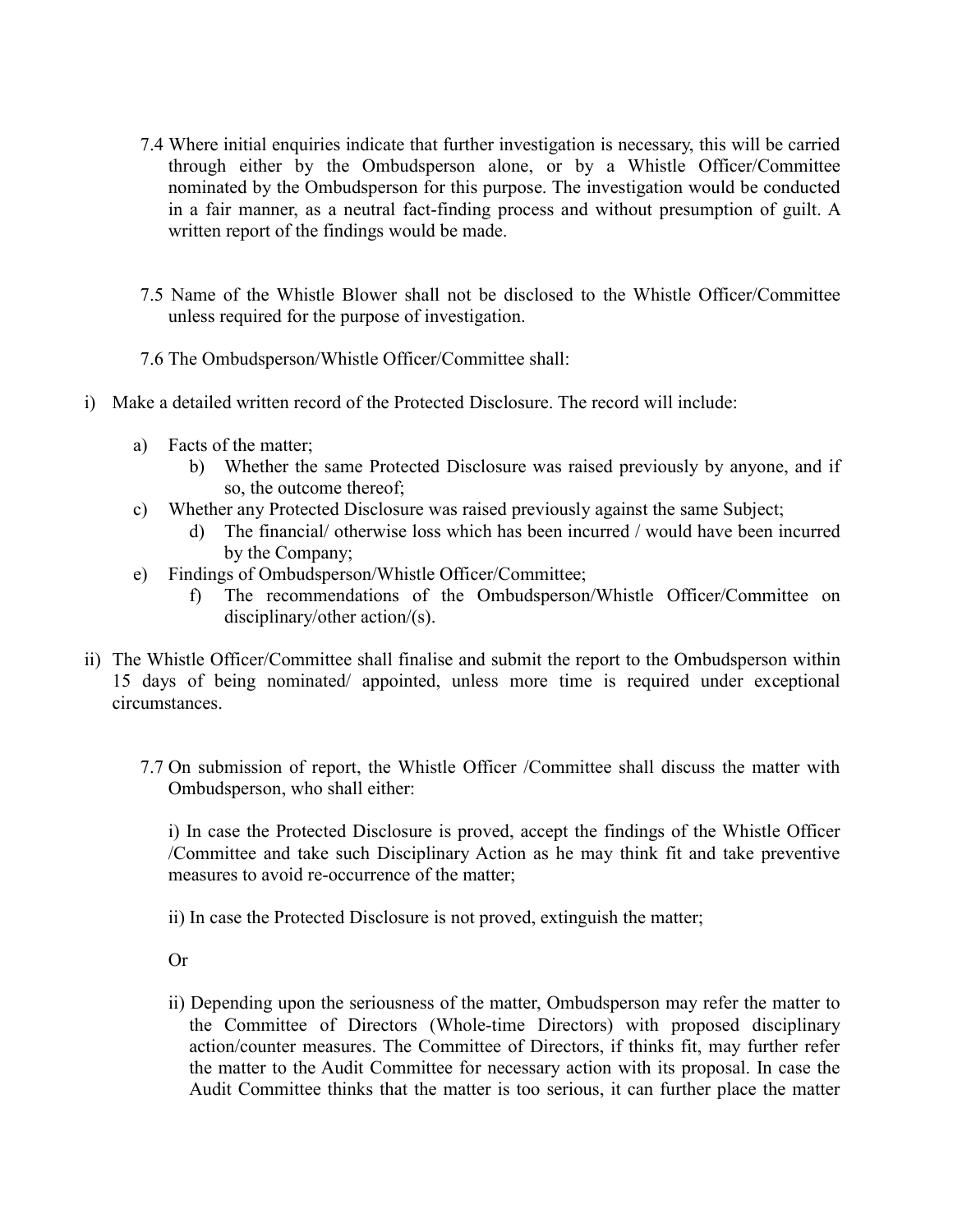7.4 Where initial enquiries indicate that further investigation is necessary, this will be carried through either by the Ombudsperson alone, or by a Whistle Officer/Committee nominated by the Ombudsperson for this purpose. The investigation would be conducted in a fair manner, as a neutral fact-finding process and without presumption of guilt. A written report of the findings would be made.

7.5 Name of the Whistle Blower shall not be disclosed to the Whistle Officer/Committee unless required for the purpose of investigation.

7.6 The Ombudsperson/Whistle Officer/Committee shall:

i) Make a detailed written record of the Protected Disclosure. The record will include:

   a) Facts of the matter;
   b) Whether the same Protected Disclosure was raised previously by anyone, and if so, the outcome thereof;
   c) Whether any Protected Disclosure was raised previously against the same Subject;
   d) The financial/ otherwise loss which has been incurred / would have been incurred by the Company;
   e) Findings of Ombudsperson/Whistle Officer/Committee;
   f) The recommendations of the Ombudsperson/Whistle Officer/Committee on disciplinary/other action/(s).

ii) The Whistle Officer/Committee shall finalise and submit the report to the Ombudsperson within 15 days of being nominated/ appointed, unless more time is required under exceptional circumstances.

7.7 On submission of report, the Whistle Officer /Committee shall discuss the matter with Ombudsperson, who shall either:

i) In case the Protected Disclosure is proved, accept the findings of the Whistle Officer /Committee and take such Disciplinary Action as he may think fit and take preventive measures to avoid re-occurrence of the matter;

ii) In case the Protected Disclosure is not proved, extinguish the matter;

Or

ii) Depending upon the seriousness of the matter, Ombudsperson may refer the matter to the Committee of Directors (Whole-time Directors) with proposed disciplinary action/counter measures. The Committee of Directors, if thinks fit, may further refer the matter to the Audit Committee for necessary action with its proposal. In case the Audit Committee thinks that the matter is too serious, it can further place the matter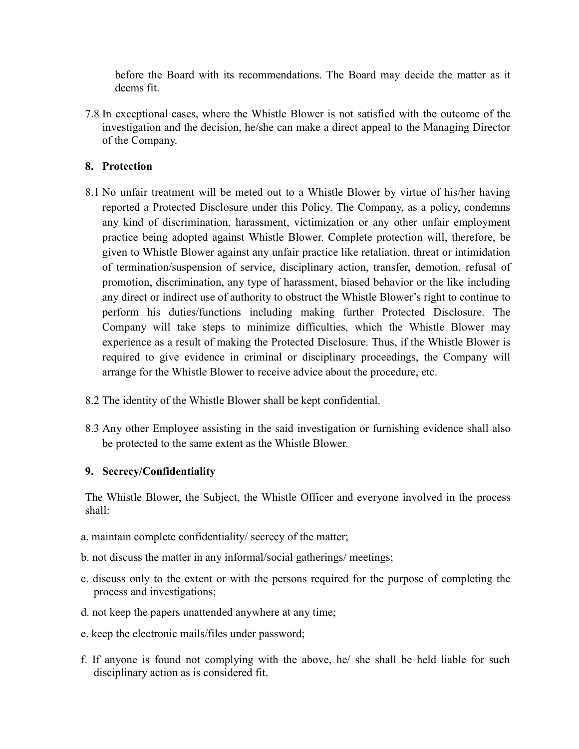before the Board with its recommendations. The Board may decide the matter as it deems fit.

7.8 In exceptional cases, where the Whistle Blower is not satisfied with the outcome of the investigation and the decision, he/she can make a direct appeal to the Managing Director of the Company.

## 8. Protection

8.1 No unfair treatment will be meted out to a Whistle Blower by virtue of his/her having reported a Protected Disclosure under this Policy. The Company, as a policy, condemns any kind of discrimination, harassment, victimization or any other unfair employment practice being adopted against Whistle Blower. Complete protection will, therefore, be given to Whistle Blower against any unfair practice like retaliation, threat or intimidation of termination/suspension of service, disciplinary action, transfer, demotion, refusal of promotion, discrimination, any type of harassment, biased behavior or the like including any direct or indirect use of authority to obstruct the Whistle Blower's right to continue to perform his duties/functions including making further Protected Disclosure. The Company will take steps to minimize difficulties, which the Whistle Blower may experience as a result of making the Protected Disclosure. Thus, if the Whistle Blower is required to give evidence in criminal or disciplinary proceedings, the Company will arrange for the Whistle Blower to receive advice about the procedure, etc.

8.2 The identity of the Whistle Blower shall be kept confidential.

8.3 Any other Employee assisting in the said investigation or furnishing evidence shall also be protected to the same extent as the Whistle Blower.

## 9. Secrecy/Confidentiality

The Whistle Blower, the Subject, the Whistle Officer and everyone involved in the process shall:

a. maintain complete confidentiality/ secrecy of the matter;

b. not discuss the matter in any informal/social gatherings/ meetings;

c. discuss only to the extent or with the persons required for the purpose of completing the process and investigations;

d. not keep the papers unattended anywhere at any time;

e. keep the electronic mails/files under password;

f. If anyone is found not complying with the above, he/ she shall be held liable for such disciplinary action as is considered fit.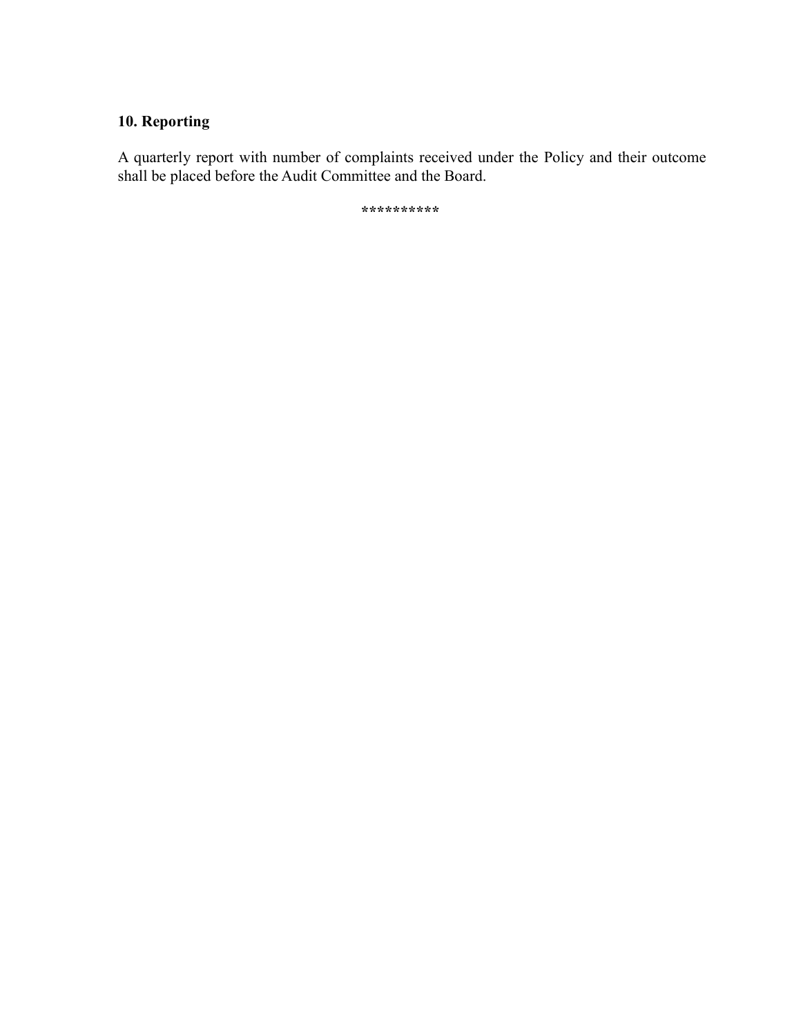## 10. Reporting

A quarterly report with number of complaints received under the Policy and their outcome shall be placed before the Audit Committee and the Board.

**********